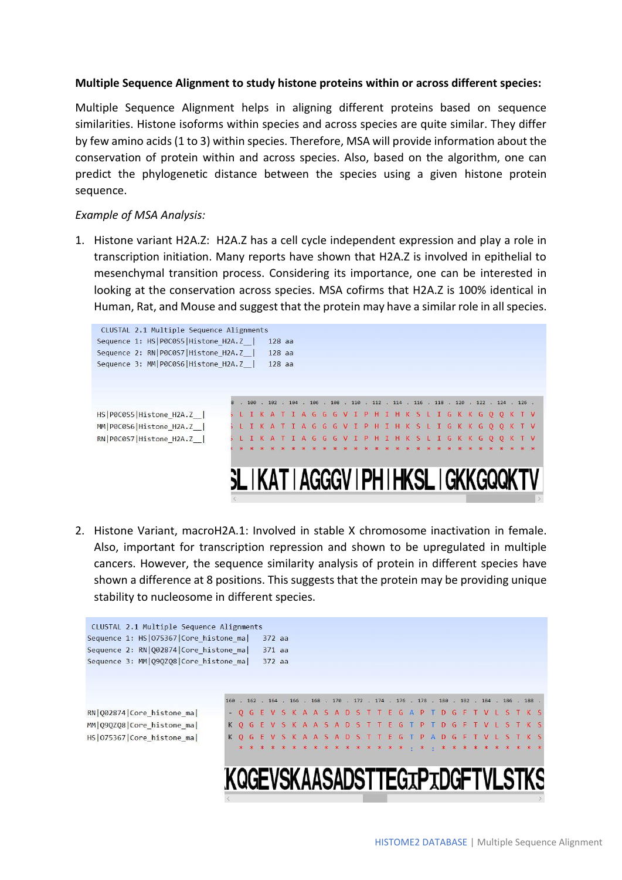**Multiple Sequence Alignment to study histone proteins within or across different species:**

Multiple Sequence Alignment helps in aligning different proteins based on sequence similarities. Histone isoforms within species and across species are quite similar. They differ by few amino acids (1 to 3) within species. Therefore, MSA will provide information about the conservation of protein within and across species. Also, based on the algorithm, one can predict the phylogenetic distance between the species using a given histone protein sequence.

*Example of MSA Analysis:*

1. Histone variant H2A.Z: H2A.Z has a cell cycle independent expression and play a role in transcription initiation. Many reports have shown that H2A.Z is involved in epithelial to mesenchymal transition process. Considering its importance, one can be interested in looking at the conservation across species. MSA cofirms that H2A.Z is 100% identical in Human, Rat, and Mouse and suggest that the protein may have a similar role in all species.

```
CLUSTAL 2.1 Multiple Sequence Alignments
Sequence 1: HS|P0C0S5|Histone_H2A.Z__|   128 aa
Sequence 2: RN|P0C0S7|Histone_H2A.Z__|   128 aa
Sequence 3: MM|P0C0S6|Histone_H2A.Z__|   128 aa

                            8 . 100 . 102 . 104 . 106 . 108 . 110 . 112 . 114 . 116 . 118 . 120 . 122 . 124 . 126 .
HS|P0C0S5|Histone_H2A.Z__|  S L I K A T I A G G G V I P H I H K S L I G K K G Q Q K T V
MM|P0C0S6|Histone_H2A.Z__|  S L I K A T I A G G G V I P H I H K S L I G K K G Q Q K T V
RN|P0C0S7|Histone_H2A.Z__|  S L I K A T I A G G G V I P H I H K S L I G K K G Q Q K T V
                            * * * * * * * * * * * * * * * * * * * * * * * * * * * * * *

                            SLIKATIAGGGVIPHIHKSLIGKKGQQKTV
```

2. Histone Variant, macroH2A.1: Involved in stable X chromosome inactivation in female. Also, important for transcription repression and shown to be upregulated in multiple cancers. However, the sequence similarity analysis of protein in different species have shown a difference at 8 positions. This suggests that the protein may be providing unique stability to nucleosome in different species.

```
CLUSTAL 2.1 Multiple Sequence Alignments
Sequence 1: HS|O75367|Core_histone_ma|   372 aa
Sequence 2: RN|Q02874|Core_histone_ma|   371 aa
Sequence 3: MM|Q9QZQ8|Core_histone_ma|   372 aa

                          160 . 162 . 164 . 166 . 168 . 170 . 172 . 174 . 176 . 178 . 180 . 182 . 184 . 186 . 188 .
RN|Q02874|Core_histone_ma|  - Q G E V S K A A S A D S T T E G A P T D G F T V L S T K S
MM|Q9QZQ8|Core_histone_ma|  K Q G E V S K A A S A D S T T E G T P T D G F T V L S T K S
HS|O75367|Core_histone_ma|  K Q G E V S K A A S A D S T T E G T P A D G F T V L S T K S
                              * * * * * * * * * * * * * * * * : * : * * * * * * * * * *

                            KQGEVSKAASADSTTEGTPTDGFTVLSTKS
```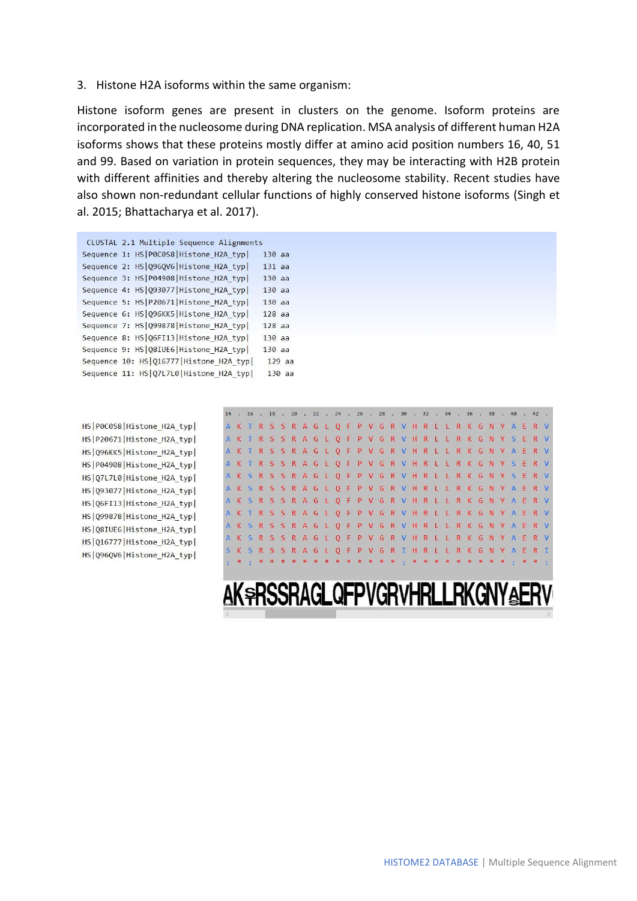3. Histone H2A isoforms within the same organism:

Histone isoform genes are present in clusters on the genome. Isoform proteins are incorporated in the nucleosome during DNA replication. MSA analysis of different human H2A isoforms shows that these proteins mostly differ at amino acid position numbers 16, 40, 51 and 99. Based on variation in protein sequences, they may be interacting with H2B protein with different affinities and thereby altering the nucleosome stability. Recent studies have also shown non-redundant cellular functions of highly conserved histone isoforms (Singh et al. 2015; Bhattacharya et al. 2017).

```
CLUSTAL 2.1 Multiple Sequence Alignments
Sequence 1: HS|P0C0S8|Histone_H2A_typ|   130 aa
Sequence 2: HS|Q96QV6|Histone_H2A_typ|   131 aa
Sequence 3: HS|P04908|Histone_H2A_typ|   130 aa
Sequence 4: HS|Q93077|Histone_H2A_typ|   130 aa
Sequence 5: HS|P20671|Histone_H2A_typ|   130 aa
Sequence 6: HS|Q96KK5|Histone_H2A_typ|   128 aa
Sequence 7: HS|Q99878|Histone_H2A_typ|   128 aa
Sequence 8: HS|Q6FI13|Histone_H2A_typ|   130 aa
Sequence 9: HS|Q8IUE6|Histone_H2A_typ|   130 aa
Sequence 10: HS|Q16777|Histone_H2A_typ|   129 aa
Sequence 11: HS|Q7L7L0|Histone_H2A_typ|   130 aa
```

```
                           14 . 16 . 18 . 20 . 22 . 24 . 26 . 28 . 30 . 32 . 34 . 36 . 38 . 40 . 42 .
HS|P0C0S8|Histone_H2A_typ| A K T R S S R A G L Q F P V G R V H R L L R K G N Y A E R V
HS|P20671|Histone_H2A_typ| A K T R S S R A G L Q F P V G R V H R L L R K G N Y S E R V
HS|Q96KK5|Histone_H2A_typ| A K T R S S R A G L Q F P V G R V H R L L R K G N Y A E R V
HS|P04908|Histone_H2A_typ| A K T R S S R A G L Q F P V G R V H R L L R K G N Y S E R V
HS|Q7L7L0|Histone_H2A_typ| A K S R S S R A G L Q F P V G R V H R L L R K G N Y S E R V
HS|Q93077|Histone_H2A_typ| A K S R S S R A G L Q F P V G R V H R L L R K G N Y A E R V
HS|Q6FI13|Histone_H2A_typ| A K S R S S R A G L Q F P V G R V H R L L R K G N Y A E R V
HS|Q99878|Histone_H2A_typ| A K T R S S R A G L Q F P V G R V H R L L R K G N Y A E R V
HS|Q8IUE6|Histone_H2A_typ| A K S R S S R A G L Q F P V G R V H R L L R K G N Y A E R V
HS|Q16777|Histone_H2A_typ| A K S R S S R A G L Q F P V G R V H R L L R K G N Y A E R V
HS|Q96QV6|Histone_H2A_typ| S K S R S S R A G L Q F P V G R I H R L L R K G N Y A E R I
                           : * : * * * * * * * * * * * * * : * * * * * * * * * * : * * :
```

AKSRSSRAGLQFPVGRVHRLLRKGNYAERV